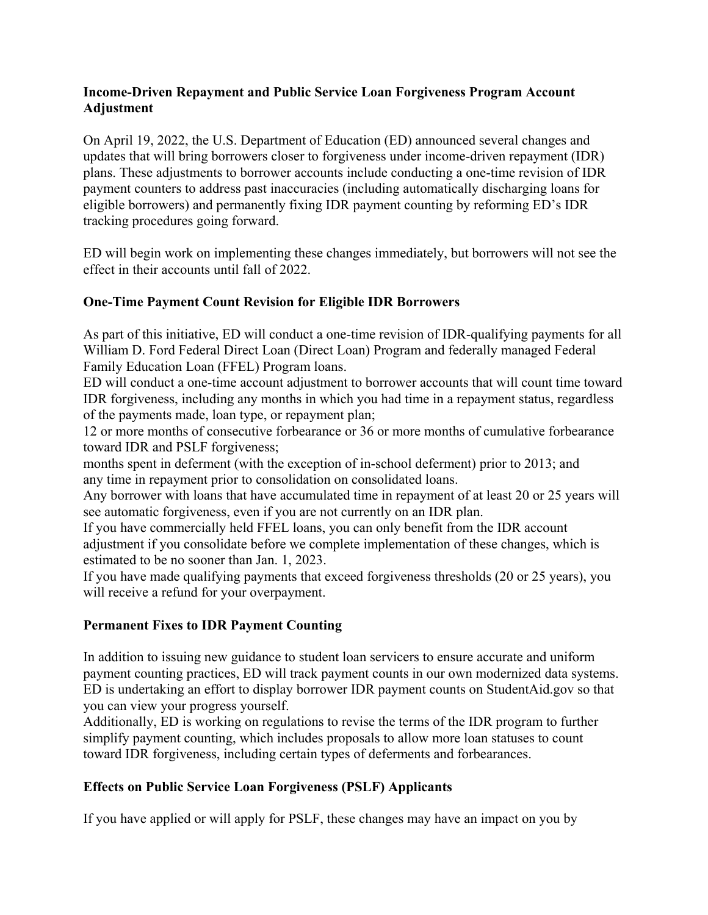**Income-Driven Repayment and Public Service Loan Forgiveness Program Account Adjustment**

On April 19, 2022, the U.S. Department of Education (ED) announced several changes and updates that will bring borrowers closer to forgiveness under income-driven repayment (IDR) plans. These adjustments to borrower accounts include conducting a one-time revision of IDR payment counters to address past inaccuracies (including automatically discharging loans for eligible borrowers) and permanently fixing IDR payment counting by reforming ED's IDR tracking procedures going forward.

ED will begin work on implementing these changes immediately, but borrowers will not see the effect in their accounts until fall of 2022.

**One-Time Payment Count Revision for Eligible IDR Borrowers**

As part of this initiative, ED will conduct a one-time revision of IDR-qualifying payments for all William D. Ford Federal Direct Loan (Direct Loan) Program and federally managed Federal Family Education Loan (FFEL) Program loans.

ED will conduct a one-time account adjustment to borrower accounts that will count time toward IDR forgiveness, including any months in which you had time in a repayment status, regardless of the payments made, loan type, or repayment plan;

12 or more months of consecutive forbearance or 36 or more months of cumulative forbearance toward IDR and PSLF forgiveness;

months spent in deferment (with the exception of in-school deferment) prior to 2013; and any time in repayment prior to consolidation on consolidated loans.

Any borrower with loans that have accumulated time in repayment of at least 20 or 25 years will see automatic forgiveness, even if you are not currently on an IDR plan.

If you have commercially held FFEL loans, you can only benefit from the IDR account adjustment if you consolidate before we complete implementation of these changes, which is estimated to be no sooner than Jan. 1, 2023.

If you have made qualifying payments that exceed forgiveness thresholds (20 or 25 years), you will receive a refund for your overpayment.

**Permanent Fixes to IDR Payment Counting**

In addition to issuing new guidance to student loan servicers to ensure accurate and uniform payment counting practices, ED will track payment counts in our own modernized data systems. ED is undertaking an effort to display borrower IDR payment counts on StudentAid.gov so that you can view your progress yourself.

Additionally, ED is working on regulations to revise the terms of the IDR program to further simplify payment counting, which includes proposals to allow more loan statuses to count toward IDR forgiveness, including certain types of deferments and forbearances.

**Effects on Public Service Loan Forgiveness (PSLF) Applicants**

If you have applied or will apply for PSLF, these changes may have an impact on you by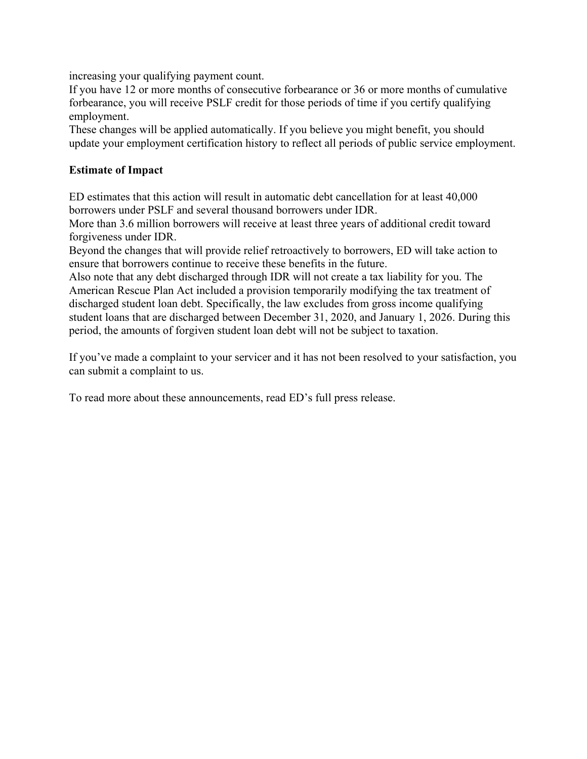increasing your qualifying payment count.
If you have 12 or more months of consecutive forbearance or 36 or more months of cumulative forbearance, you will receive PSLF credit for those periods of time if you certify qualifying employment.
These changes will be applied automatically. If you believe you might benefit, you should update your employment certification history to reflect all periods of public service employment.

**Estimate of Impact**

ED estimates that this action will result in automatic debt cancellation for at least 40,000 borrowers under PSLF and several thousand borrowers under IDR.
More than 3.6 million borrowers will receive at least three years of additional credit toward forgiveness under IDR.
Beyond the changes that will provide relief retroactively to borrowers, ED will take action to ensure that borrowers continue to receive these benefits in the future.
Also note that any debt discharged through IDR will not create a tax liability for you. The American Rescue Plan Act included a provision temporarily modifying the tax treatment of discharged student loan debt. Specifically, the law excludes from gross income qualifying student loans that are discharged between December 31, 2020, and January 1, 2026. During this period, the amounts of forgiven student loan debt will not be subject to taxation.

If you've made a complaint to your servicer and it has not been resolved to your satisfaction, you can submit a complaint to us.

To read more about these announcements, read ED's full press release.